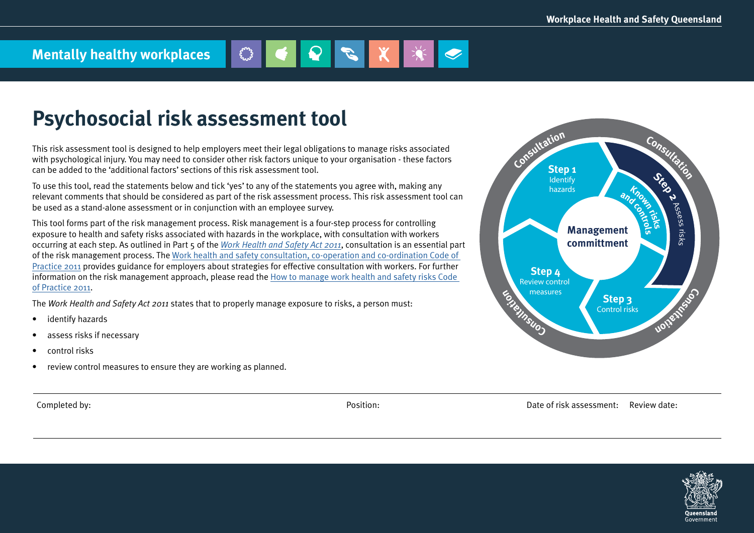Mentally healthy workplaces

# Psychosocial risk assessment tool

This risk assessment tool is designed to help employers meet their legal obligations to manage risks associated with psychological injury. You may need to consider other risk factors unique to your organisation - these factors can be added to the 'additional factors' sections of this risk assessment tool.

To use this tool, read the statements below and tick 'yes' to any of the statements you agree with, making any relevant comments that should be considered as part of the risk assessment process. This risk assessment tool can be used as a stand-alone assessment or in conjunction with an employee survey.

This tool forms part of the risk management process. Risk management is a four-step process for controlling exposure to health and safety risks associated with hazards in the workplace, with consultation with workers occurring at each step. As outlined in Part 5 of the *Work Health and Safety Act 2011*, consultation is an essential part of the risk management process. The Work health and safety consultation, co-operation and co-ordination Code of Practice 2011 provides guidance for employers about strategies for effective consultation with workers. For further information on the risk management approach, please read the How to manage work health and safety risks Code of Practice 2011.

The *Work Health and Safety Act 2011* states that to properly manage exposure to risks, a person must:

- identify hazards
- assess risks if necessary
- control risks
- review control measures to ensure they are working as planned.

Management committment

Step 1 Identify hazards

Step 2 Assess risks — Known risks and controls

Step 3 Control risks

Step 4 Review control measures

Consultation

| Completed by: | Position: | Date of risk assessment: | Review date: |
|---|---|---|---|
| | | | |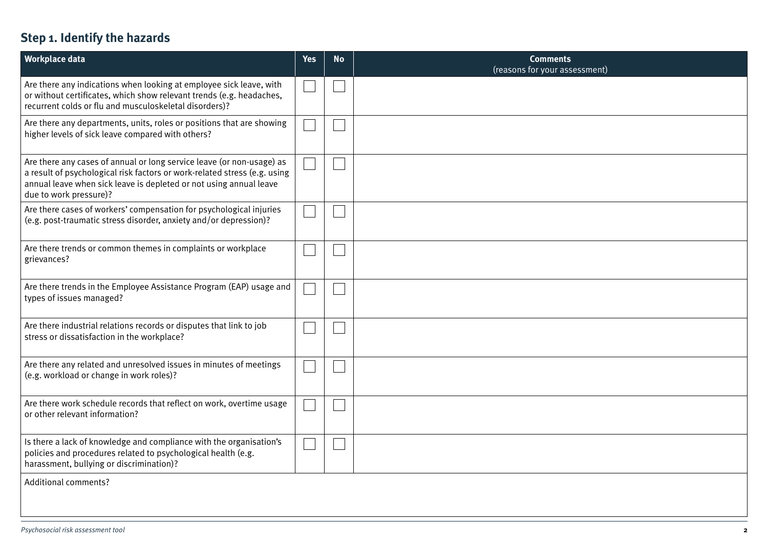## Step 1. Identify the hazards

| Workplace data | Yes | No | Comments (reasons for your assessment) |
|---|---|---|---|
| Are there any indications when looking at employee sick leave, with or without certificates, which show relevant trends (e.g. headaches, recurrent colds or flu and musculoskeletal disorders)? | ☐ | ☐ | |
| Are there any departments, units, roles or positions that are showing higher levels of sick leave compared with others? | ☐ | ☐ | |
| Are there any cases of annual or long service leave (or non-usage) as a result of psychological risk factors or work-related stress (e.g. using annual leave when sick leave is depleted or not using annual leave due to work pressure)? | ☐ | ☐ | |
| Are there cases of workers' compensation for psychological injuries (e.g. post-traumatic stress disorder, anxiety and/or depression)? | ☐ | ☐ | |
| Are there trends or common themes in complaints or workplace grievances? | ☐ | ☐ | |
| Are there trends in the Employee Assistance Program (EAP) usage and types of issues managed? | ☐ | ☐ | |
| Are there industrial relations records or disputes that link to job stress or dissatisfaction in the workplace? | ☐ | ☐ | |
| Are there any related and unresolved issues in minutes of meetings (e.g. workload or change in work roles)? | ☐ | ☐ | |
| Are there work schedule records that reflect on work, overtime usage or other relevant information? | ☐ | ☐ | |
| Is there a lack of knowledge and compliance with the organisation's policies and procedures related to psychological health (e.g. harassment, bullying or discrimination)? | ☐ | ☐ | |
| Additional comments? | | | |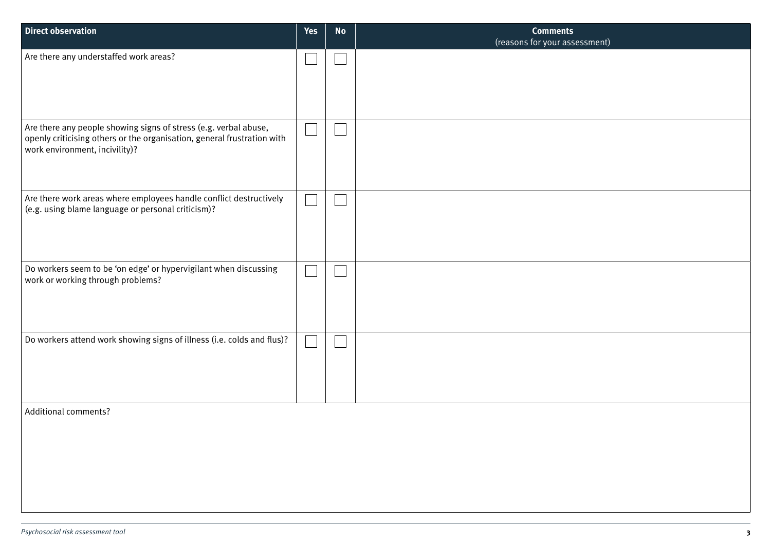| Direct observation | Yes | No | Comments (reasons for your assessment) |
| --- | --- | --- | --- |
| Are there any understaffed work areas? | ☐ | ☐ | |
| Are there any people showing signs of stress (e.g. verbal abuse, openly criticising others or the organisation, general frustration with work environment, incivility)? | ☐ | ☐ | |
| Are there work areas where employees handle conflict destructively (e.g. using blame language or personal criticism)? | ☐ | ☐ | |
| Do workers seem to be 'on edge' or hypervigilant when discussing work or working through problems? | ☐ | ☐ | |
| Do workers attend work showing signs of illness (i.e. colds and flus)? | ☐ | ☐ | |
| Additional comments? | | | |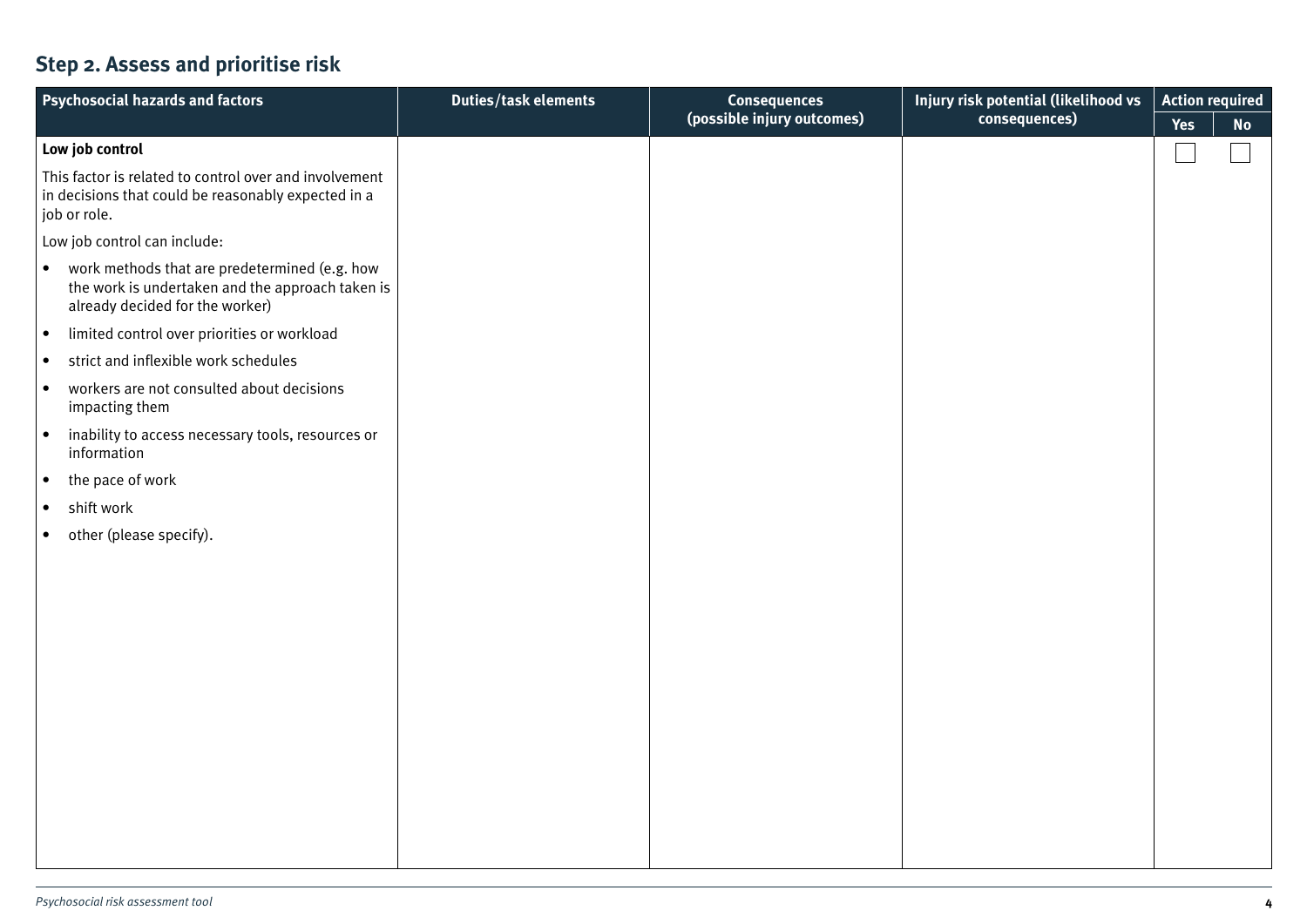## Step 2. Assess and prioritise risk

| Psychosocial hazards and factors | Duties/task elements | Consequences (possible injury outcomes) | Injury risk potential (likelihood vs consequences) | Action required | |
|---|---|---|---|---|---|
| | | | | Yes | No |
| **Low job control**<br><br>This factor is related to control over and involvement in decisions that could be reasonably expected in a job or role.<br><br>Low job control can include:<br><br>• work methods that are predetermined (e.g. how the work is undertaken and the approach taken is already decided for the worker)<br>• limited control over priorities or workload<br>• strict and inflexible work schedules<br>• workers are not consulted about decisions impacting them<br>• inability to access necessary tools, resources or information<br>• the pace of work<br>• shift work<br>• other (please specify). | | | | ☐ | ☐ |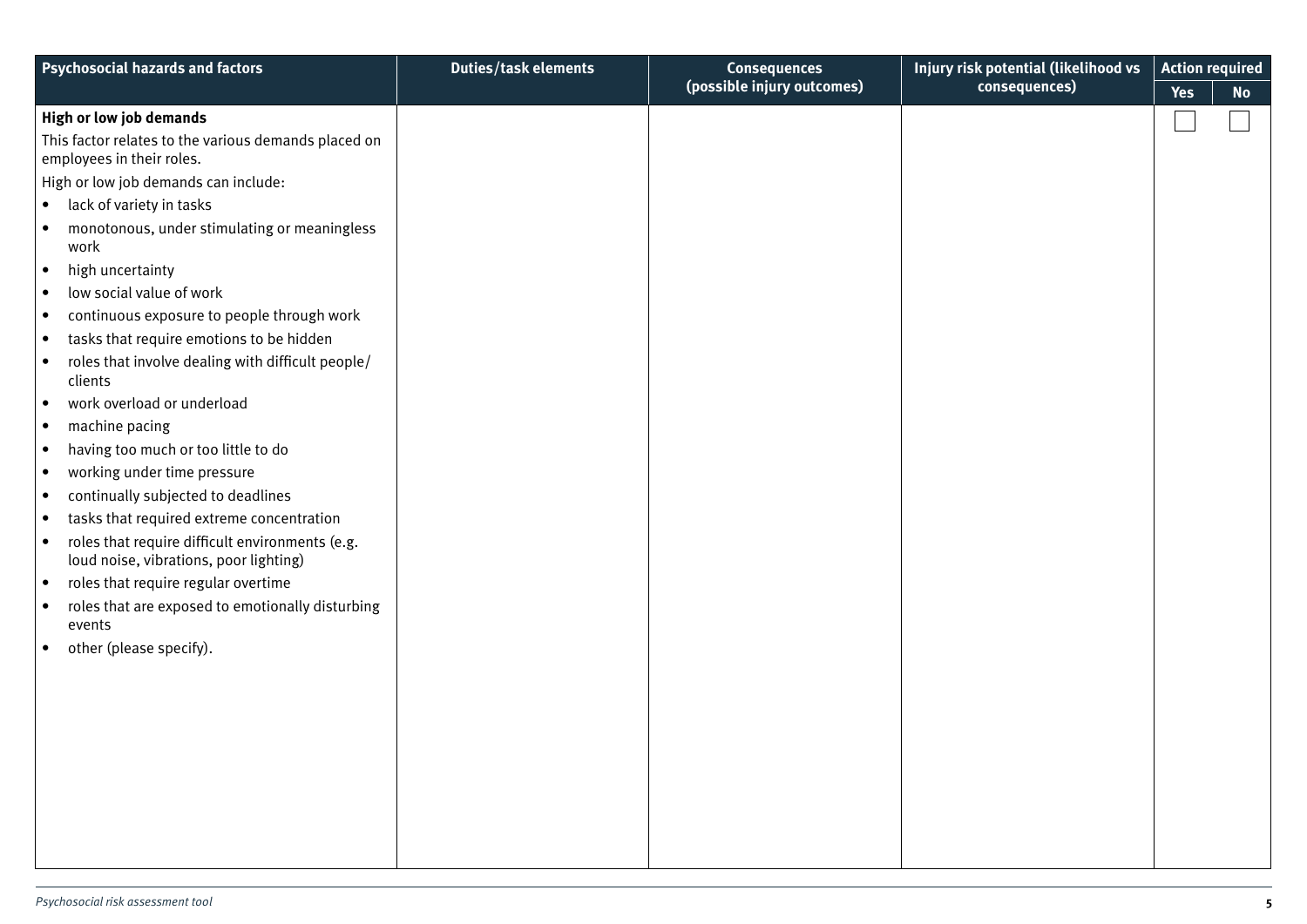| Psychosocial hazards and factors | Duties/task elements | Consequences (possible injury outcomes) | Injury risk potential (likelihood vs consequences) | Action required | |
|---|---|---|---|---|---|
| | | | | Yes | No |
| **High or low job demands**<br>This factor relates to the various demands placed on employees in their roles.<br>High or low job demands can include:<br>• lack of variety in tasks<br>• monotonous, under stimulating or meaningless work<br>• high uncertainty<br>• low social value of work<br>• continuous exposure to people through work<br>• tasks that require emotions to be hidden<br>• roles that involve dealing with difficult people/clients<br>• work overload or underload<br>• machine pacing<br>• having too much or too little to do<br>• working under time pressure<br>• continually subjected to deadlines<br>• tasks that required extreme concentration<br>• roles that require difficult environments (e.g. loud noise, vibrations, poor lighting)<br>• roles that require regular overtime<br>• roles that are exposed to emotionally disturbing events<br>• other (please specify). | | | | ☐ | ☐ |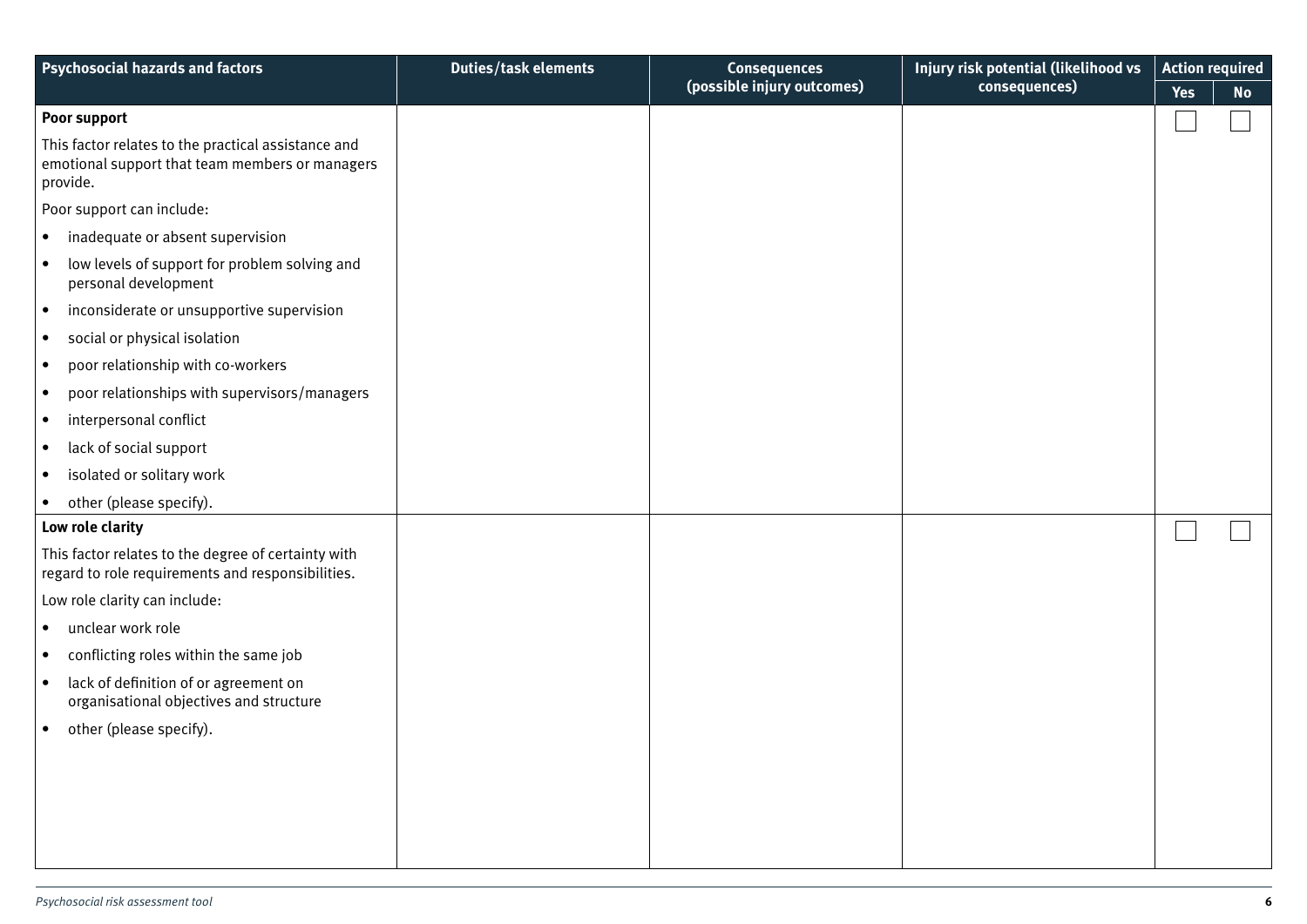| Psychosocial hazards and factors | Duties/task elements | Consequences (possible injury outcomes) | Injury risk potential (likelihood vs consequences) | Action required | |
|---|---|---|---|---|---|
| | | | | Yes | No |
| **Poor support**<br><br>This factor relates to the practical assistance and emotional support that team members or managers provide.<br><br>Poor support can include:<br><br>• inadequate or absent supervision<br>• low levels of support for problem solving and personal development<br>• inconsiderate or unsupportive supervision<br>• social or physical isolation<br>• poor relationship with co-workers<br>• poor relationships with supervisors/managers<br>• interpersonal conflict<br>• lack of social support<br>• isolated or solitary work<br>• other (please specify). | | | | ☐ | ☐ |
| **Low role clarity**<br><br>This factor relates to the degree of certainty with regard to role requirements and responsibilities.<br><br>Low role clarity can include:<br><br>• unclear work role<br>• conflicting roles within the same job<br>• lack of definition of or agreement on organisational objectives and structure<br>• other (please specify). | | | | ☐ | ☐ |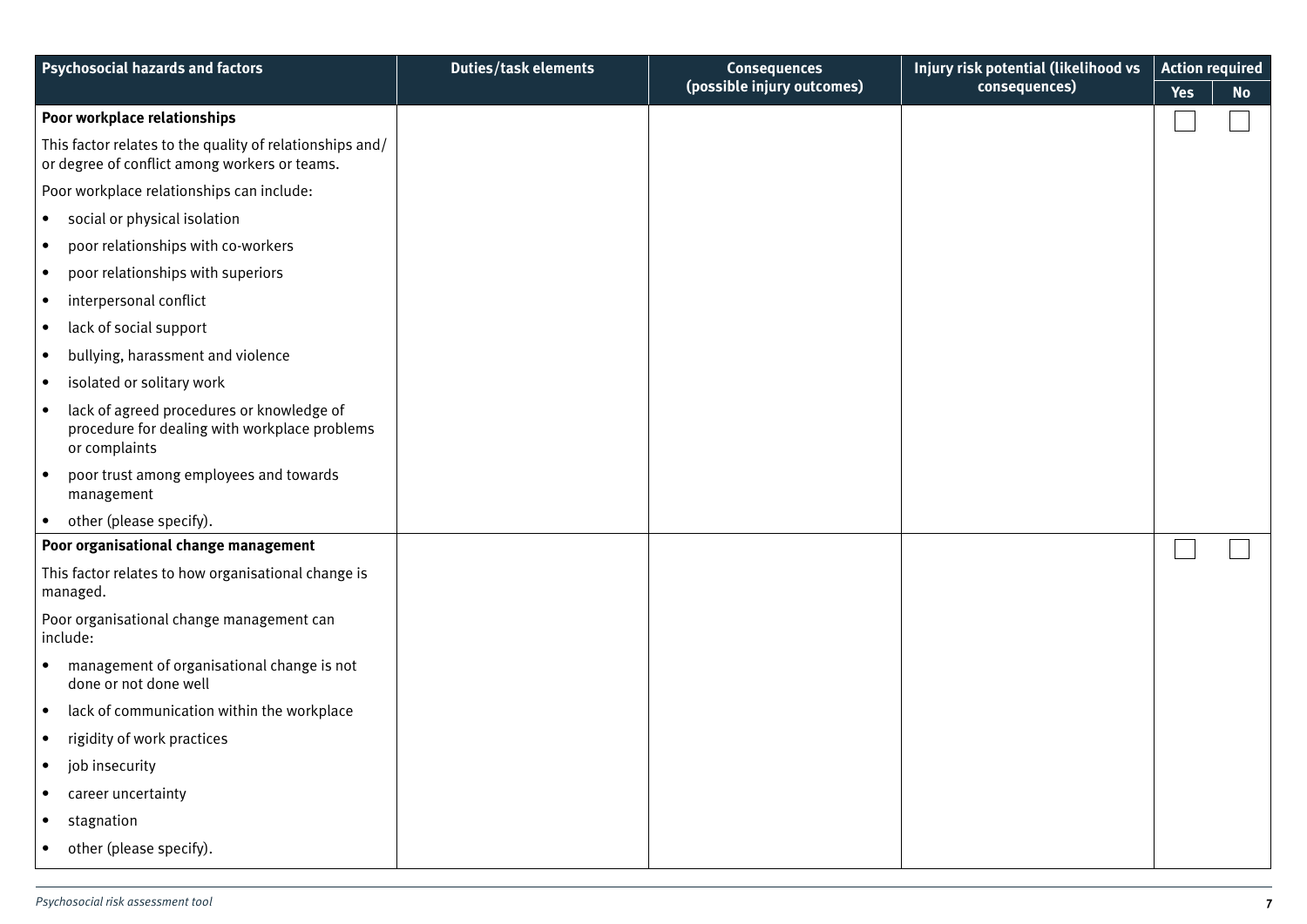| Psychosocial hazards and factors | Duties/task elements | Consequences (possible injury outcomes) | Injury risk potential (likelihood vs consequences) | Action required | |
|---|---|---|---|---|---|
| | | | | Yes | No |
| **Poor workplace relationships**<br><br>This factor relates to the quality of relationships and/ or degree of conflict among workers or teams.<br><br>Poor workplace relationships can include:<br><br>• social or physical isolation<br>• poor relationships with co-workers<br>• poor relationships with superiors<br>• interpersonal conflict<br>• lack of social support<br>• bullying, harassment and violence<br>• isolated or solitary work<br>• lack of agreed procedures or knowledge of procedure for dealing with workplace problems or complaints<br>• poor trust among employees and towards management<br>• other (please specify). | | | | ☐ | ☐ |
| **Poor organisational change management**<br><br>This factor relates to how organisational change is managed.<br><br>Poor organisational change management can include:<br><br>• management of organisational change is not done or not done well<br>• lack of communication within the workplace<br>• rigidity of work practices<br>• job insecurity<br>• career uncertainty<br>• stagnation<br>• other (please specify). | | | | ☐ | ☐ |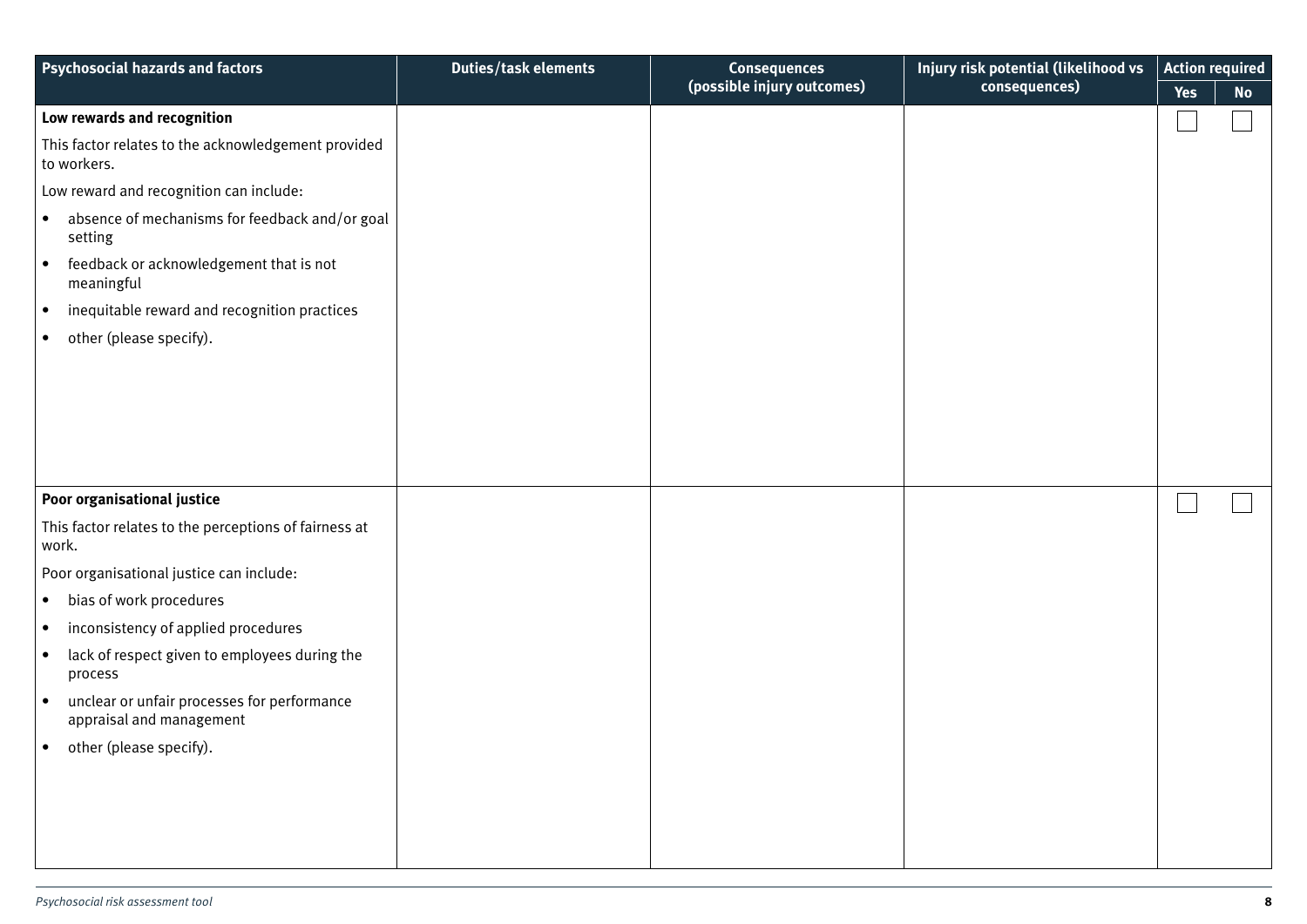| Psychosocial hazards and factors | Duties/task elements | Consequences (possible injury outcomes) | Injury risk potential (likelihood vs consequences) | Action required | |
|---|---|---|---|---|---|
| | | | | Yes | No |
| **Low rewards and recognition**<br><br>This factor relates to the acknowledgement provided to workers.<br><br>Low reward and recognition can include:<br><br>• absence of mechanisms for feedback and/or goal setting<br>• feedback or acknowledgement that is not meaningful<br>• inequitable reward and recognition practices<br>• other (please specify). | | | | ☐ | ☐ |
| **Poor organisational justice**<br><br>This factor relates to the perceptions of fairness at work.<br><br>Poor organisational justice can include:<br><br>• bias of work procedures<br>• inconsistency of applied procedures<br>• lack of respect given to employees during the process<br>• unclear or unfair processes for performance appraisal and management<br>• other (please specify). | | | | ☐ | ☐ |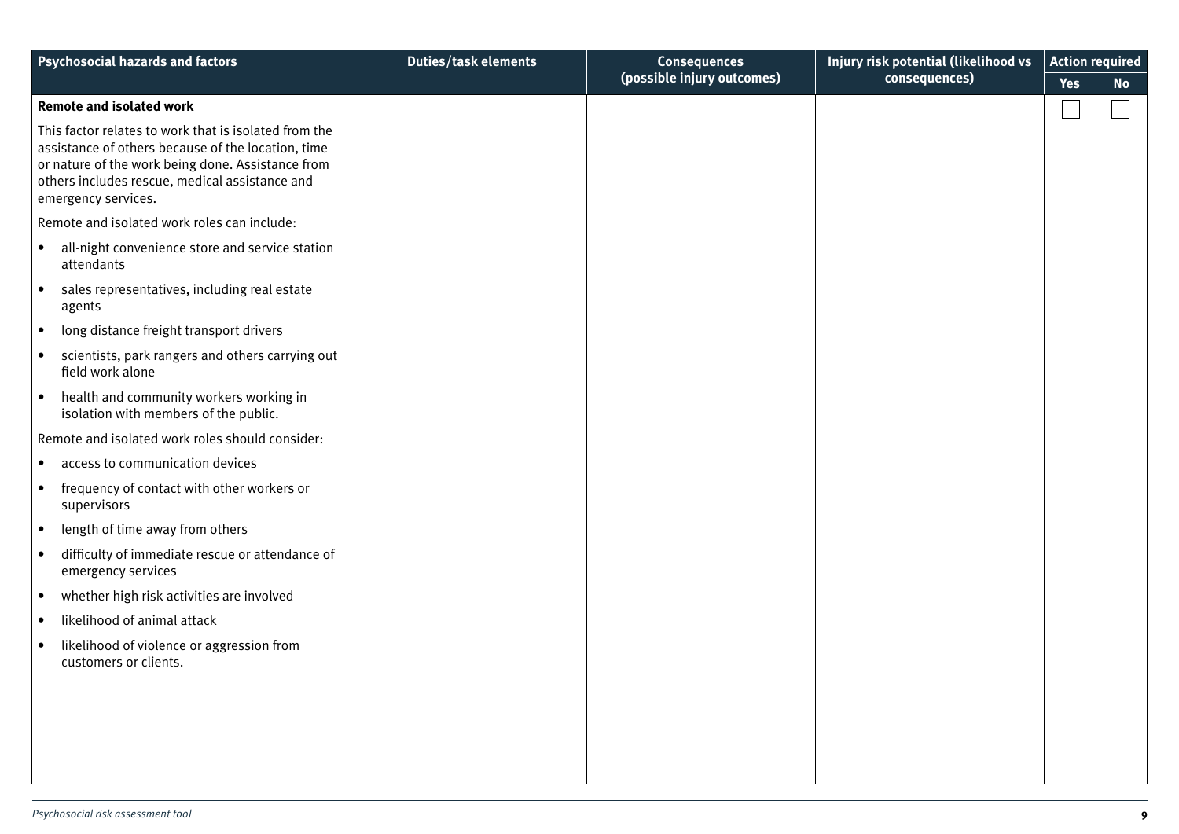| Psychosocial hazards and factors | Duties/task elements | Consequences (possible injury outcomes) | Injury risk potential (likelihood vs consequences) | Action required | |
|---|---|---|---|---|---|
| | | | | Yes | No |
| **Remote and isolated work**<br><br>This factor relates to work that is isolated from the assistance of others because of the location, time or nature of the work being done. Assistance from others includes rescue, medical assistance and emergency services.<br><br>Remote and isolated work roles can include:<br>• all-night convenience store and service station attendants<br>• sales representatives, including real estate agents<br>• long distance freight transport drivers<br>• scientists, park rangers and others carrying out field work alone<br>• health and community workers working in isolation with members of the public.<br><br>Remote and isolated work roles should consider:<br>• access to communication devices<br>• frequency of contact with other workers or supervisors<br>• length of time away from others<br>• difficulty of immediate rescue or attendance of emergency services<br>• whether high risk activities are involved<br>• likelihood of animal attack<br>• likelihood of violence or aggression from customers or clients. | | | | ☐ | ☐ |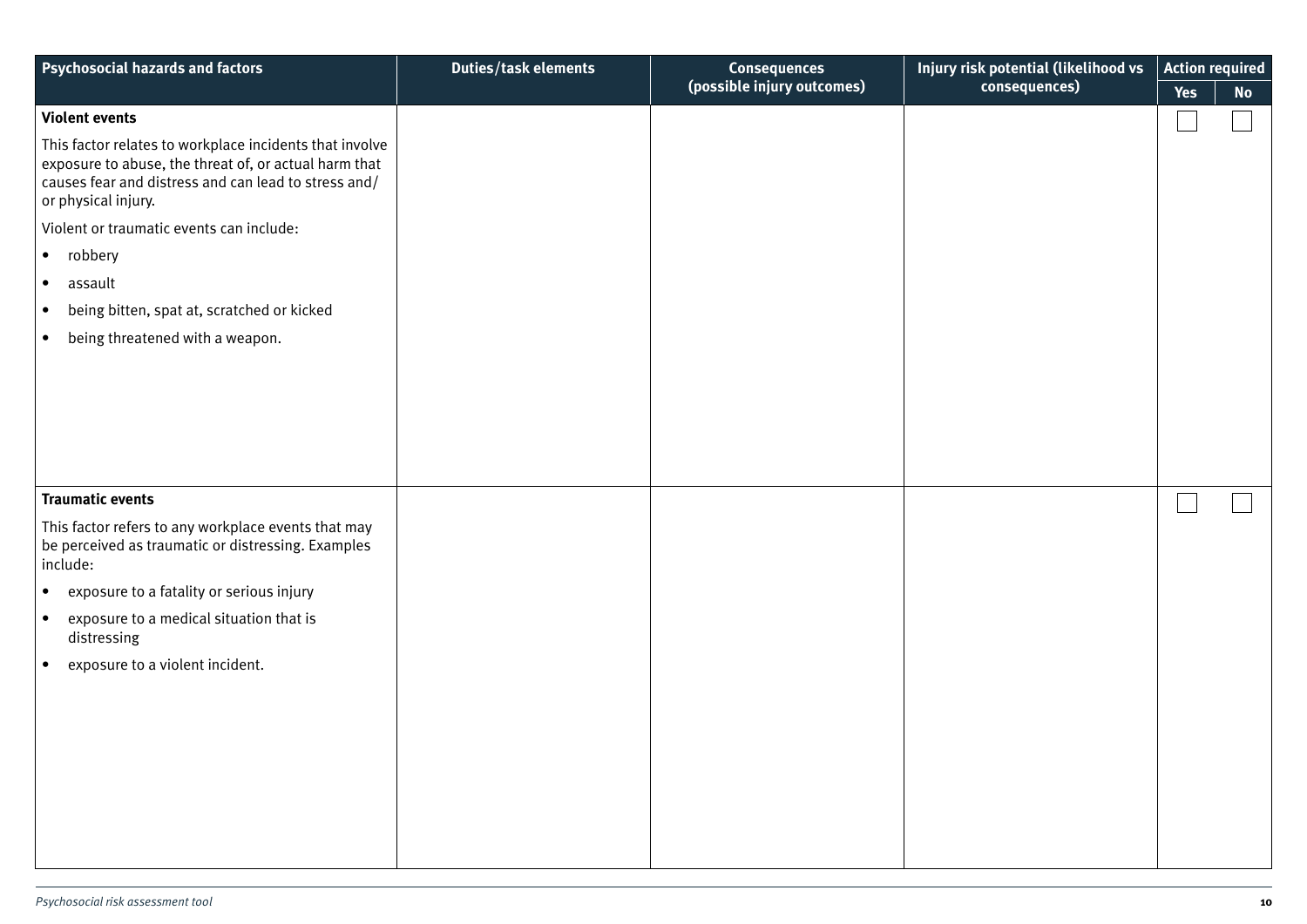| Psychosocial hazards and factors | Duties/task elements | Consequences (possible injury outcomes) | Injury risk potential (likelihood vs consequences) | Action required | |
|---|---|---|---|---|---|
| | | | | Yes | No |
| **Violent events**<br><br>This factor relates to workplace incidents that involve exposure to abuse, the threat of, or actual harm that causes fear and distress and can lead to stress and/or physical injury.<br><br>Violent or traumatic events can include:<br><br>• robbery<br>• assault<br>• being bitten, spat at, scratched or kicked<br>• being threatened with a weapon. | | | | ☐ | ☐ |
| **Traumatic events**<br><br>This factor refers to any workplace events that may be perceived as traumatic or distressing. Examples include:<br><br>• exposure to a fatality or serious injury<br>• exposure to a medical situation that is distressing<br>• exposure to a violent incident. | | | | ☐ | ☐ |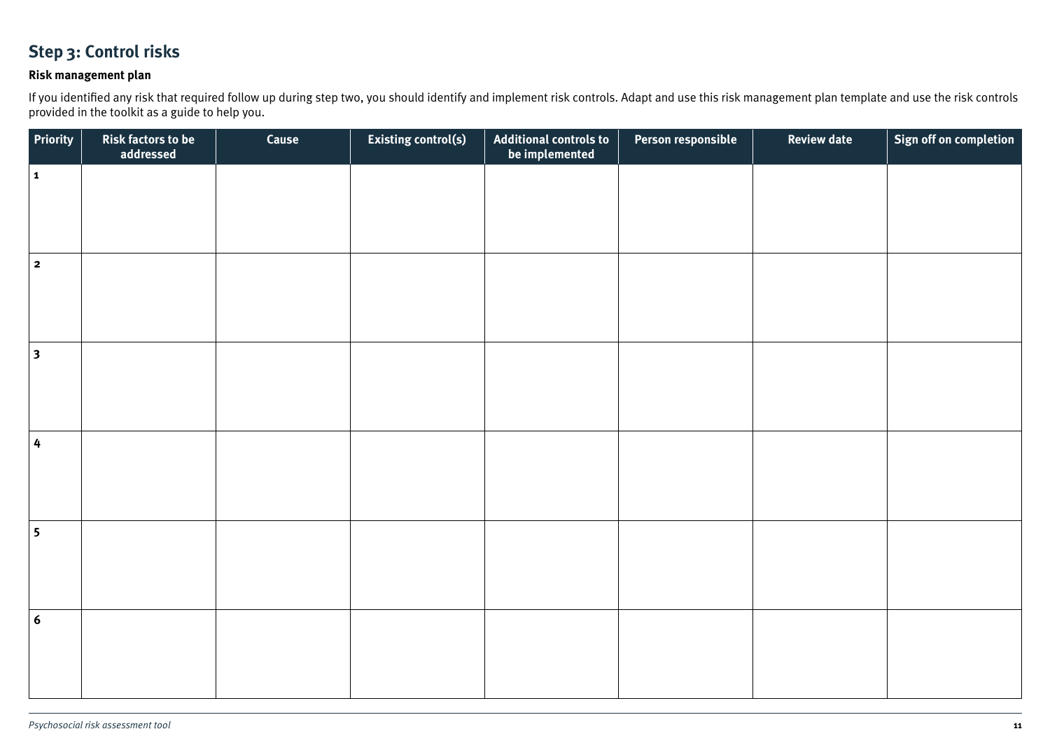## Step 3: Control risks

### Risk management plan

If you identified any risk that required follow up during step two, you should identify and implement risk controls. Adapt and use this risk management plan template and use the risk controls provided in the toolkit as a guide to help you.

| Priority | Risk factors to be addressed | Cause | Existing control(s) | Additional controls to be implemented | Person responsible | Review date | Sign off on completion |
|---|---|---|---|---|---|---|---|
| 1 | | | | | | | |
| 2 | | | | | | | |
| 3 | | | | | | | |
| 4 | | | | | | | |
| 5 | | | | | | | |
| 6 | | | | | | | |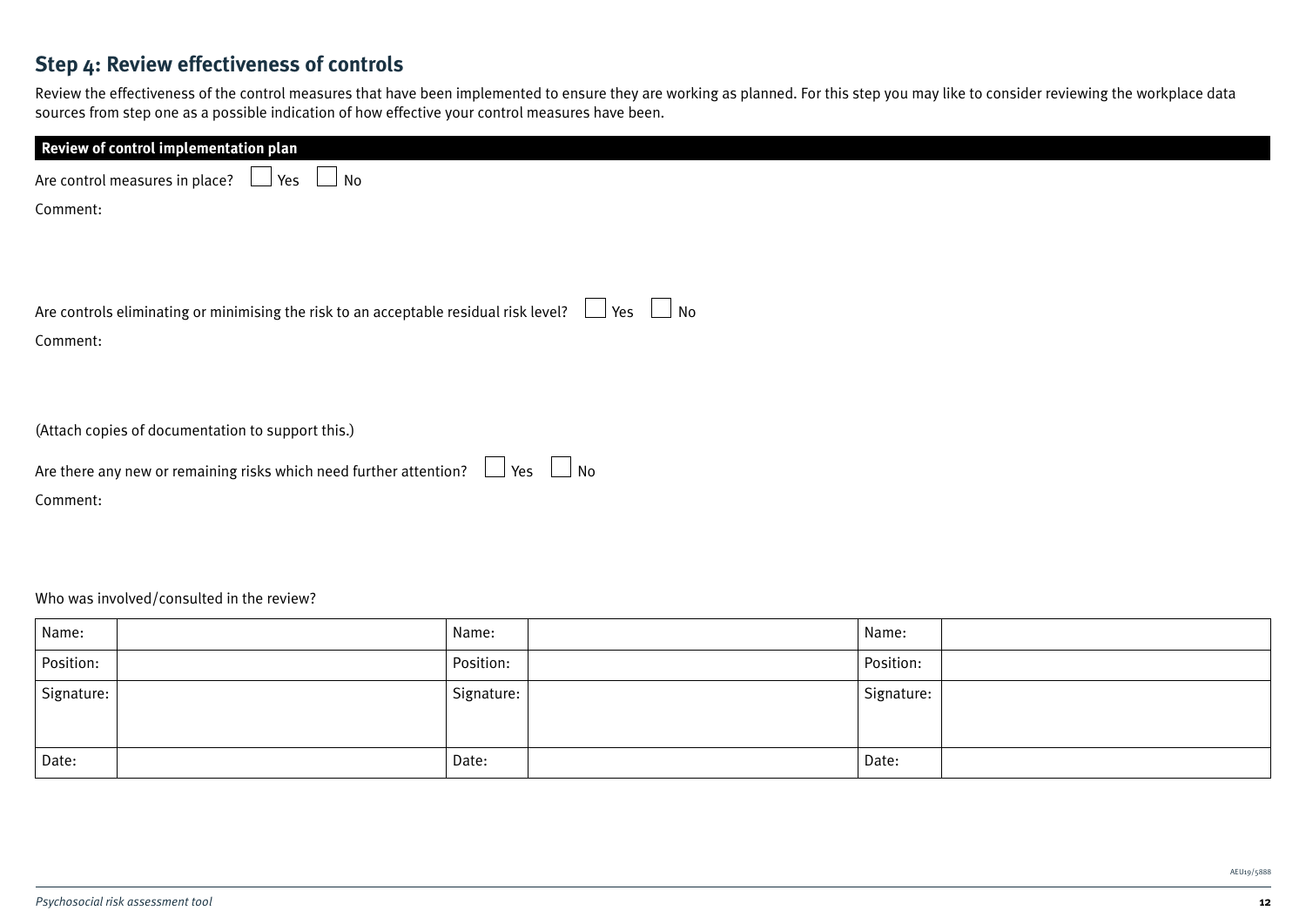## Step 4: Review effectiveness of controls

Review the effectiveness of the control measures that have been implemented to ensure they are working as planned. For this step you may like to consider reviewing the workplace data sources from step one as a possible indication of how effective your control measures have been.

**Review of control implementation plan**

Are control measures in place? ☐ Yes ☐ No

Comment:

Are controls eliminating or minimising the risk to an acceptable residual risk level? ☐ Yes ☐ No

Comment:

(Attach copies of documentation to support this.)

Are there any new or remaining risks which need further attention? ☐ Yes ☐ No

Comment:

Who was involved/consulted in the review?

| | | | | | |
|---|---|---|---|---|---|
| Name: | | Name: | | Name: | |
| Position: | | Position: | | Position: | |
| Signature: | | Signature: | | Signature: | |
| Date: | | Date: | | Date: | |

AEU19/5888